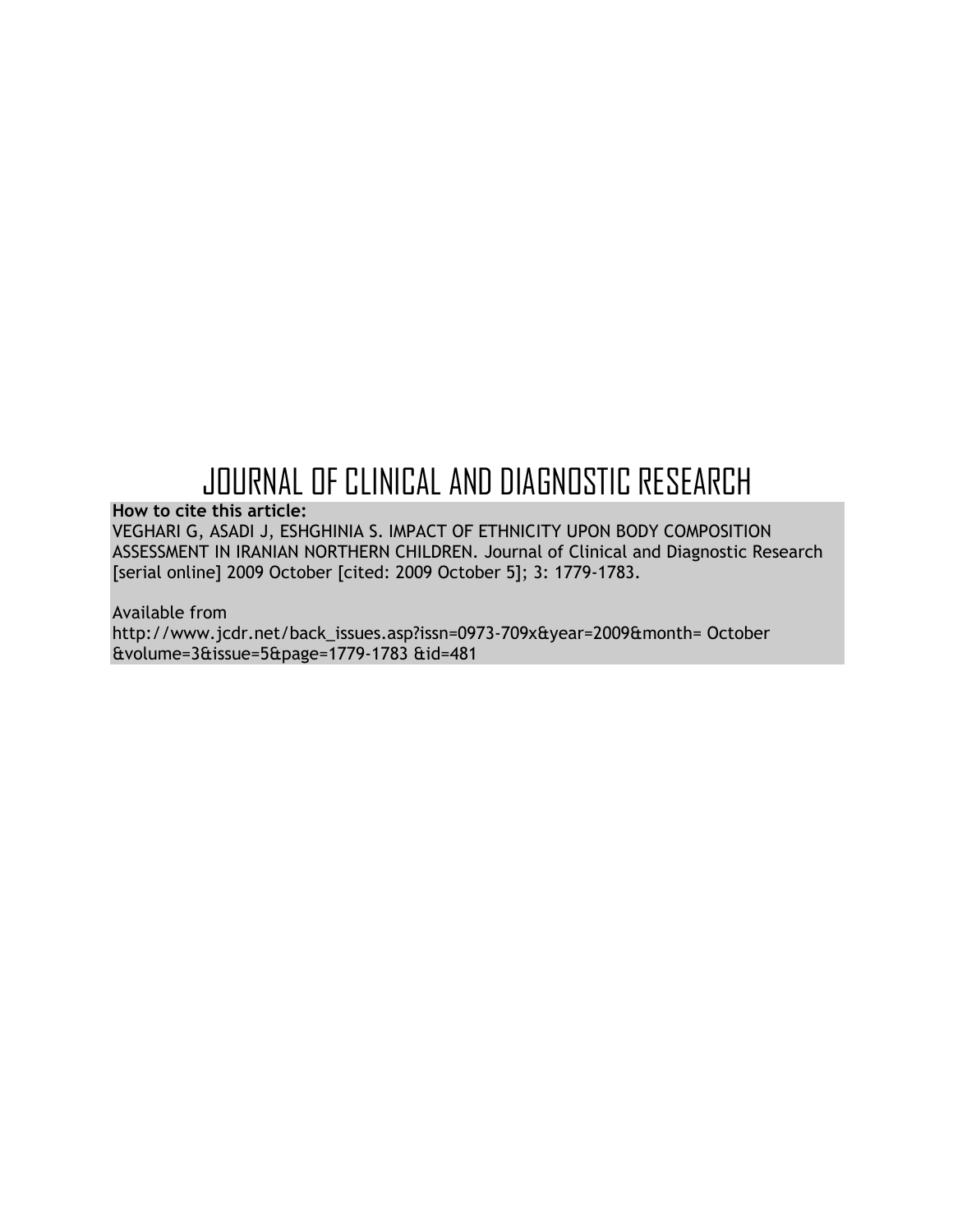# JOURNAL OF CLINICAL AND DIAGNOSTIC RESEARCH

**How to cite this article:**

VEGHARI G, ASADI J, ESHGHINIA S. IMPACT OF ETHNICITY UPON BODY COMPOSITION ASSESSMENT IN IRANIAN NORTHERN CHILDREN. Journal of Clinical and Diagnostic Research [serial online] 2009 October [cited: 2009 October 5]; 3: 1779-1783.

Available from

http://www.jcdr.net/back_issues.asp?issn=0973-709x&year=2009&month= October &volume=3&issue=5&page=1779-1783 &id=481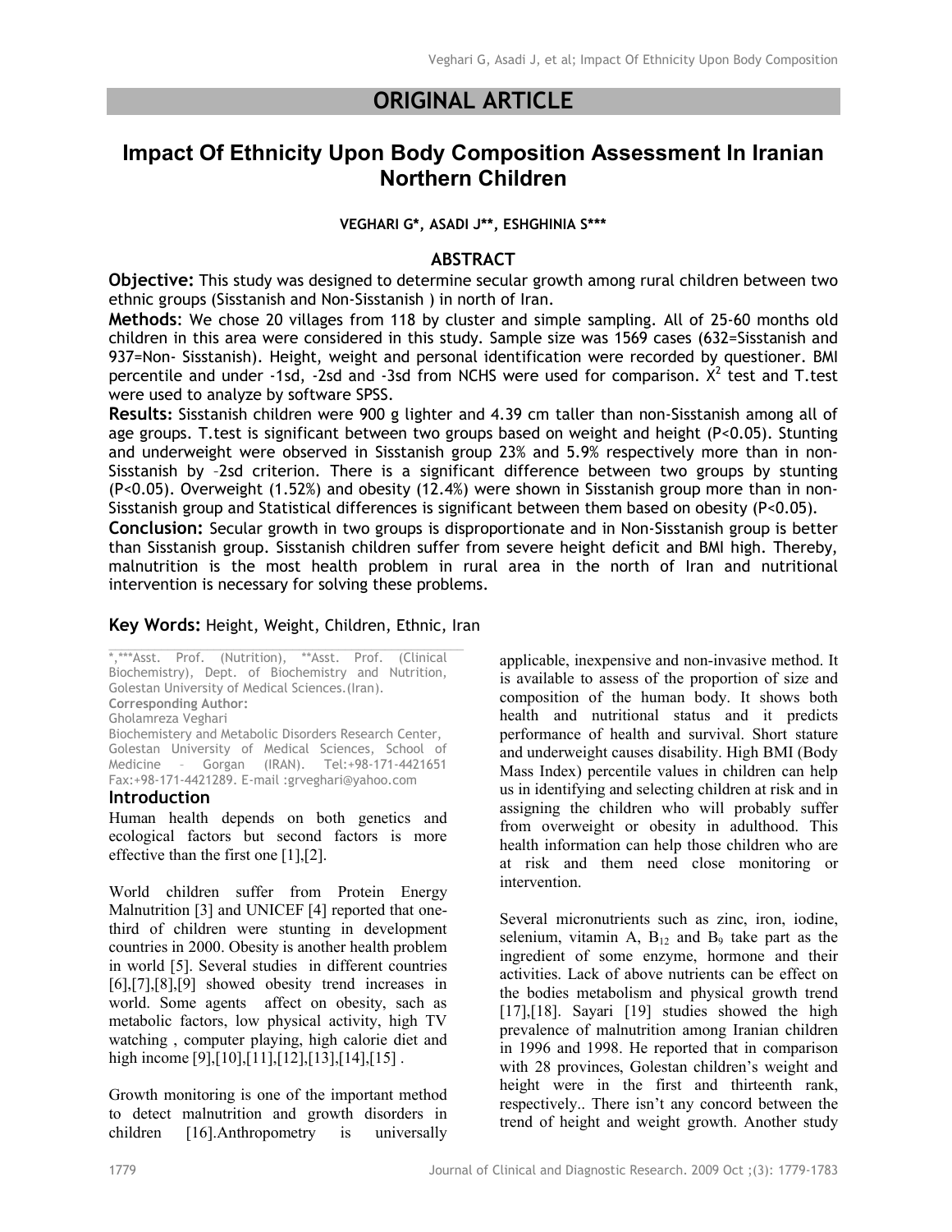# ORIGINAL ARTICLE

## Impact Of Ethnicity Upon Body Composition Assessment In Iranian Northern Children

**VEGHARI G\*, ASADI J\*\*, ESHGHINIA S\*\*\***

### ABSTRACT

**Objective:** This study was designed to determine secular growth among rural children between two ethnic groups (Sisstanish and Non-Sisstanish ) in north of Iran.

**Methods**: We chose 20 villages from 118 by cluster and simple sampling. All of 25-60 months old children in this area were considered in this study. Sample size was 1569 cases (632=Sisstanish and 937=Non- Sisstanish). Height, weight and personal identification were recorded by questioner. BMI percentile and under -1sd, -2sd and -3sd from NCHS were used for comparison. $X^2$ test and T.test were used to analyze by software SPSS.

**Results:** Sisstanish children were 900 g lighter and 4.39 cm taller than non-Sisstanish among all of age groups. T.test is significant between two groups based on weight and height ($P<0.05$). Stunting and underweight were observed in Sisstanish group 23% and 5.9% respectively more than in non-Sisstanish by –2sd criterion. There is a significant difference between two groups by stunting ($P<0.05$). Overweight (1.52%) and obesity (12.4%) were shown in Sisstanish group more than in non-Sisstanish group and Statistical differences is significant between them based on obesity ($P<0.05$).

**Conclusion:** Secular growth in two groups is disproportionate and in Non-Sisstanish group is better than Sisstanish group. Sisstanish children suffer from severe height deficit and BMI high. Thereby, malnutrition is the most health problem in rural area in the north of Iran and nutritional intervention is necessary for solving these problems.

**Key Words:** Height, Weight, Children, Ethnic, Iran

\*,\*\*\*Asst. Prof. (Nutrition), \*\*Asst. Prof. (Clinical Biochemistry), Dept. of Biochemistry and Nutrition, Golestan University of Medical Sciences.(Iran).
**Corresponding Author:**
Gholamreza Veghari
Biochemistery and Metabolic Disorders Research Center, Golestan University of Medical Sciences, School of Medicine – Gorgan (IRAN). Tel:+98-171-4421651 Fax:+98-171-4421289. E-mail :grveghari@yahoo.com

### Introduction

Human health depends on both genetics and ecological factors but second factors is more effective than the first one [1],[2].

World children suffer from Protein Energy Malnutrition [3] and UNICEF [4] reported that one-third of children were stunting in development countries in 2000. Obesity is another health problem in world [5]. Several studies in different countries [6],[7],[8],[9] showed obesity trend increases in world. Some agents affect on obesity, such as metabolic factors, low physical activity, high TV watching , computer playing, high calorie diet and high income [9],[10],[11],[12],[13],[14],[15] .

Growth monitoring is one of the important method to detect malnutrition and growth disorders in children [16].Anthropometry is universally applicable, inexpensive and non-invasive method. It is available to assess of the proportion of size and composition of the human body. It shows both health and nutritional status and it predicts performance of health and survival. Short stature and underweight causes disability. High BMI (Body Mass Index) percentile values in children can help us in identifying and selecting children at risk and in assigning the children who will probably suffer from overweight or obesity in adulthood. This health information can help those children who are at risk and them need close monitoring or intervention.

Several micronutrients such as zinc, iron, iodine, selenium, vitamin A, $B_{12}$ and $B_9$ take part as the ingredient of some enzyme, hormone and their activities. Lack of above nutrients can be effect on the bodies metabolism and physical growth trend [17],[18]. Sayari [19] studies showed the high prevalence of malnutrition among Iranian children in 1996 and 1998. He reported that in comparison with 28 provinces, Golestan children's weight and height were in the first and thirteenth rank, respectively.. There isn't any concord between the trend of height and weight growth. Another study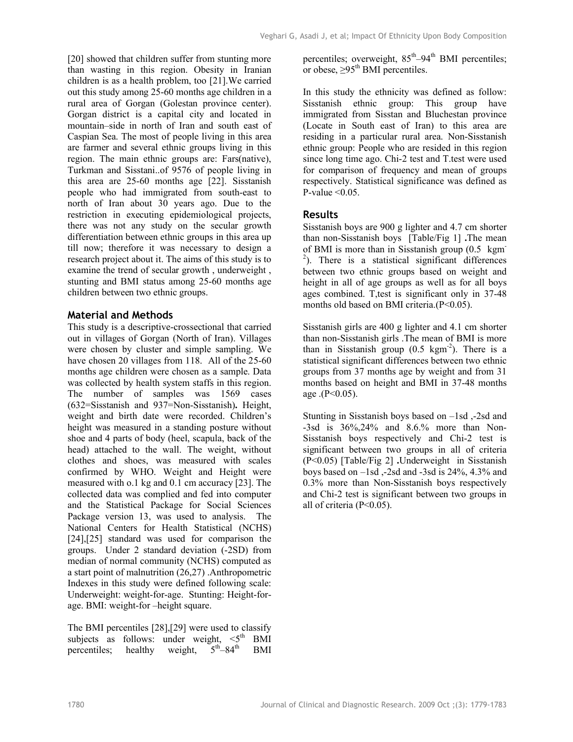[20] showed that children suffer from stunting more than wasting in this region. Obesity in Iranian children is as a health problem, too [21].We carried out this study among 25-60 months age children in a rural area of Gorgan (Golestan province center). Gorgan district is a capital city and located in mountain–side in north of Iran and south east of Caspian Sea. The most of people living in this area are farmer and several ethnic groups living in this region. The main ethnic groups are: Fars(native), Turkman and Sisstani..of 9576 of people living in this area are 25-60 months age [22]. Sisstanish people who had immigrated from south-east to north of Iran about 30 years ago. Due to the restriction in executing epidemiological projects, there was not any study on the secular growth differentiation between ethnic groups in this area up till now; therefore it was necessary to design a research project about it. The aims of this study is to examine the trend of secular growth , underweight , stunting and BMI status among 25-60 months age children between two ethnic groups.

## Material and Methods

This study is a descriptive-crossectional that carried out in villages of Gorgan (North of Iran). Villages were chosen by cluster and simple sampling. We have chosen 20 villages from 118. All of the 25-60 months age children were chosen as a sample. Data was collected by health system staffs in this region. The number of samples was 1569 cases (632=Sisstanish and 937=Non-Sisstanish). Height, weight and birth date were recorded. Children's height was measured in a standing posture without shoe and 4 parts of body (heel, scapula, back of the head) attached to the wall. The weight, without clothes and shoes, was measured with scales confirmed by WHO. Weight and Height were measured with o.1 kg and 0.1 cm accuracy [23]. The collected data was complied and fed into computer and the Statistical Package for Social Sciences Package version 13, was used to analysis. The National Centers for Health Statistical (NCHS) [24],[25] standard was used for comparison the groups. Under 2 standard deviation (-2SD) from median of normal community (NCHS) computed as a start point of malnutrition (26,27) .Anthropometric Indexes in this study were defined following scale: Underweight: weight-for-age. Stunting: Height-for-age. BMI: weight-for –height square.

The BMI percentiles [28],[29] were used to classify subjects as follows: under weight, $<5^{th}$ BMI percentiles; healthy weight, $5^{th}$–$84^{th}$ BMI percentiles; overweight, $85^{th}$–$94^{th}$ BMI percentiles; or obese, $\geq 95^{th}$ BMI percentiles.

In this study the ethnicity was defined as follow: Sisstanish ethnic group: This group have immigrated from Sisstan and Bluchestan province (Locate in South east of Iran) to this area are residing in a particular rural area. Non-Sisstanish ethnic group: People who are resided in this region since long time ago. Chi-2 test and T.test were used for comparison of frequency and mean of groups respectively. Statistical significance was defined as P-value <0.05.

## Results

Sisstanish boys are 900 g lighter and 4.7 cm shorter than non-Sisstanish boys [Table/Fig 1] **.**The mean of BMI is more than in Sisstanish group (0.5 $kgm^{-2}$). There is a statistical significant differences between two ethnic groups based on weight and height in all of age groups as well as for all boys ages combined. T,test is significant only in 37-48 months old based on BMI criteria.(P<0.05).

Sisstanish girls are 400 g lighter and 4.1 cm shorter than non-Sisstanish girls .The mean of BMI is more than in Sisstanish group (0.5 $kgm^{-2}$). There is a statistical significant differences between two ethnic groups from 37 months age by weight and from 31 months based on height and BMI in 37-48 months age .(P<0.05).

Stunting in Sisstanish boys based on –1sd ,-2sd and -3sd is 36%,24% and 8.6.% more than Non-Sisstanish boys respectively and Chi-2 test is significant between two groups in all of criteria (P<0.05) [Table/Fig 2] **.**Underweight in Sisstanish boys based on –1sd ,-2sd and -3sd is 24%, 4.3% and 0.3% more than Non-Sisstanish boys respectively and Chi-2 test is significant between two groups in all of criteria (P<0.05).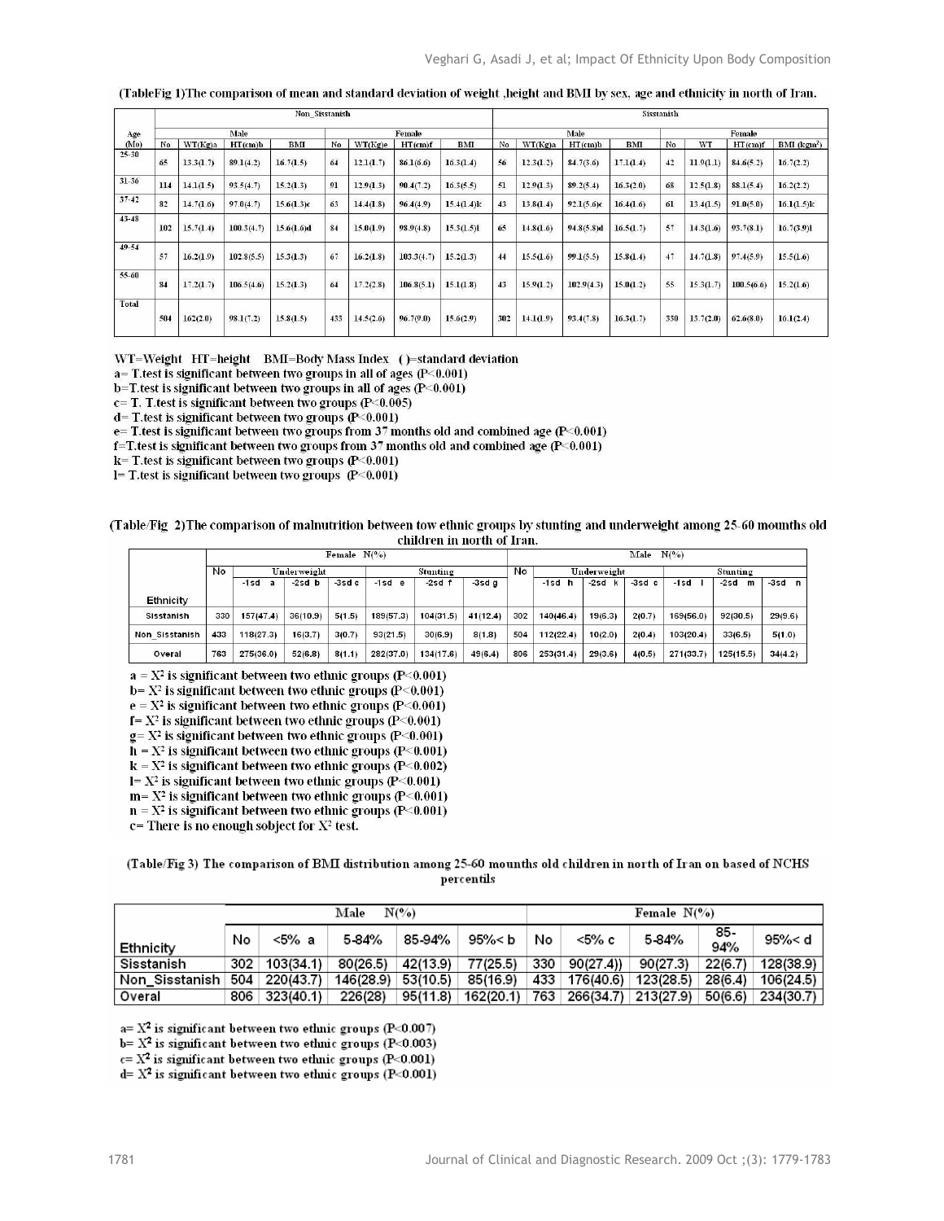(TableFig 1)The comparison of mean and standard deviation of weight ,height and BMI by sex, age and ethnicity in north of Iran.

| Age (Mo) | Non_Sisstanish | | | | | | | | Sisstanish | | | | | | | |
|---|---|---|---|---|---|---|---|---|---|---|---|---|---|---|---|---|
| | Male | | | | Female | | | | Male | | | | Female | | | |
| | No | WT(Kg)a | HT(cm)b | BMI | No | WT(Kg)e | HT(cm)f | BMI | No | WT(Kg)a | HT(cm)b | BMI | No | WT | HT(cm)f | BMI (kgm²) |
| 25-30 | 65 | 13.3(1.7) | 89.1(4.2) | 16.7(1.5) | 64 | 12.1(1.7) | 86.1(6.6) | 16.3(1.4) | 56 | 12.3(1.2) | 84.7(3.6) | 17.1(1.4) | 42 | 11.9(1.1) | 84.6(5.2) | 16.7(2.2) |
| 31-36 | 114 | 14.1(1.5) | 93.5(4.7) | 15.2(1.3) | 91 | 12.9(1.3) | 90.4(7.2) | 16.3(5.5) | 51 | 12.9(1.3) | 89.2(5.4) | 16.3(2.0) | 68 | 12.5(1.8) | 88.1(5.4) | 16.2(2.2) |
| 37-42 | 82 | 14.7(1.6) | 97.0(4.7) | 15.6(1.3)c | 63 | 14.4(1.8) | 96.4(4.9) | 15.4(1.4)k | 43 | 13.8(1.4) | 92.1(5.6)c | 16.4(1.6) | 61 | 13.4(1.5) | 91.0(5.0) | 16.1(1.5)k |
| 43-48 | 102 | 15.7(1.4) | 100.3(4.7) | 15.6(1.6)d | 84 | 15.0(1.9) | 98.9(4.8) | 15.3(1.5)l | 65 | 14.8(1.6) | 94.8(5.8)d | 16.5(1.7) | 57 | 14.3(1.6) | 93.7(8.1) | 16.7(3.9)l |
| 49-54 | 57 | 16.2(1.9) | 102.8(5.5) | 15.3(1.3) | 67 | 16.2(1.8) | 103.3(4.7) | 15.2(1.3) | 44 | 15.5(1.6) | 99.1(5.5) | 15.8(1.4) | 47 | 14.7(1.8) | 97.4(5.9) | 15.5(1.6) |
| 55-60 | 84 | 17.2(1.7) | 106.5(4.6) | 15.2(1.3) | 64 | 17.2(2.8) | 106.8(5.1) | 15.1(1.8) | 43 | 15.9(1.2) | 102.9(4.3) | 15.0(1.2) | 55 | 15.3(1.7) | 100.5(6.6) | 15.2(1.6) |
| Total | 504 | 162(2.0) | 98.1(7.2) | 15.8(1.5) | 433 | 14.5(2.6) | 96.7(9.0) | 15.6(2.9) | 302 | 14.1(1.9) | 93.4(7.8) | 16.3(1.7) | 330 | 13.7(2.0) | 62.6(8.0) | 16.1(2.4) |

WT=Weight HT=height BMI=Body Mass Index ( )=standard deviation
a= T.test is significant between two groups in all of ages (P<0.001)
b=T.test is significant between two groups in all of ages (P<0.001)
c= T. T.test is significant between two groups (P<0.005)
d= T.test is significant between two groups (P<0.001)
e= T.test is significant between two groups from 37 months old and combined age (P<0.001)
f=T.test is significant between two groups from 37 months old and combined age (P<0.001)
k= T.test is significant between two groups (P<0.001)
l= T.test is significant between two groups (P<0.001)

(Table/Fig 2)The comparison of malnutrition between tow ethnic groups by stunting and underweight among 25-60 mounths old children in north of Iran.

| Ethnicity | Female N(%) | | | | | | | Male N(%) | | | | | | |
|---|---|---|---|---|---|---|---|---|---|---|---|---|---|---|
| | No | Underweight | | | Stunting | | | No | Underweight | | | Stunting | | |
| | | -1sd a | -2sd b | -3sd c | -1sd e | -2sd f | -3sd g | | -1sd h | -2sd k | -3sd c | -1sd l | -2sd m | -3sd n |
| Sisstanish | 330 | 157(47.4) | 36(10.9) | 5(1.5) | 189(57.3) | 104(31.5) | 41(12.4) | 302 | 140(46.4) | 19(6.3) | 2(0.7) | 169(56.0) | 92(30.5) | 29(9.6) |
| Non_Sisstanish | 433 | 118(27.3) | 16(3.7) | 3(0.7) | 93(21.5) | 30(6.9) | 8(1.8) | 504 | 112(22.4) | 10(2.0) | 2(0.4) | 103(20.4) | 33(6.5) | 5(1.0) |
| Overal | 763 | 275(36.0) | 52(6.8) | 8(1.1) | 282(37.0) | 134(17.6) | 49(6.4) | 806 | 253(31.4) | 29(3.6) | 4(0.5) | 271(33.7) | 125(15.5) | 34(4.2) |

a = $X^2$ is significant between two ethnic groups (P<0.001)
b= $X^2$ is significant between two ethnic groups (P<0.001)
e = $X^2$ is significant between two ethnic groups (P<0.001)
f= $X^2$ is significant between two ethnic groups (P<0.001)
g= $X^2$ is significant between two ethnic groups (P<0.001)
h = $X^2$ is significant between two ethnic groups (P<0.001)
k = $X^2$ is significant between two ethnic groups (P<0.002)
l= $X^2$ is significant between two ethnic groups (P<0.001)
m= $X^2$ is significant between two ethnic groups (P<0.001)
n = $X^2$ is significant between two ethnic groups (P<0.001)
c= There is no enough sobject for $X^2$ test.

(Table/Fig 3) The comparison of BMI distribution among 25-60 mounths old children in north of Iran on based of NCHS percentils

| Ethnicity | Male N(%) | | | | | Female N(%) | | | | |
|---|---|---|---|---|---|---|---|---|---|---|
| | No | <5% a | 5-84% | 85-94% | 95%< b | No | <5% c | 5-84% | 85-94% | 95%< d |
| Sisstanish | 302 | 103(34.1) | 80(26.5) | 42(13.9) | 77(25.5) | 330 | 90(27.4)) | 90(27.3) | 22(6.7) | 128(38.9) |
| Non_Sisstanish | 504 | 220(43.7) | 146(28.9) | 53(10.5) | 85(16.9) | 433 | 176(40.6) | 123(28.5) | 28(6.4) | 106(24.5) |
| Overal | 806 | 323(40.1) | 226(28) | 95(11.8) | 162(20.1) | 763 | 266(34.7) | 213(27.9) | 50(6.6) | 234(30.7) |

a= $X^2$ is significant between two ethnic groups (P<0.007)
b= $X^2$ is significant between two ethnic groups (P<0.003)
c= $X^2$ is significant between two ethnic groups (P<0.001)
d= $X^2$ is significant between two ethnic groups (P<0.001)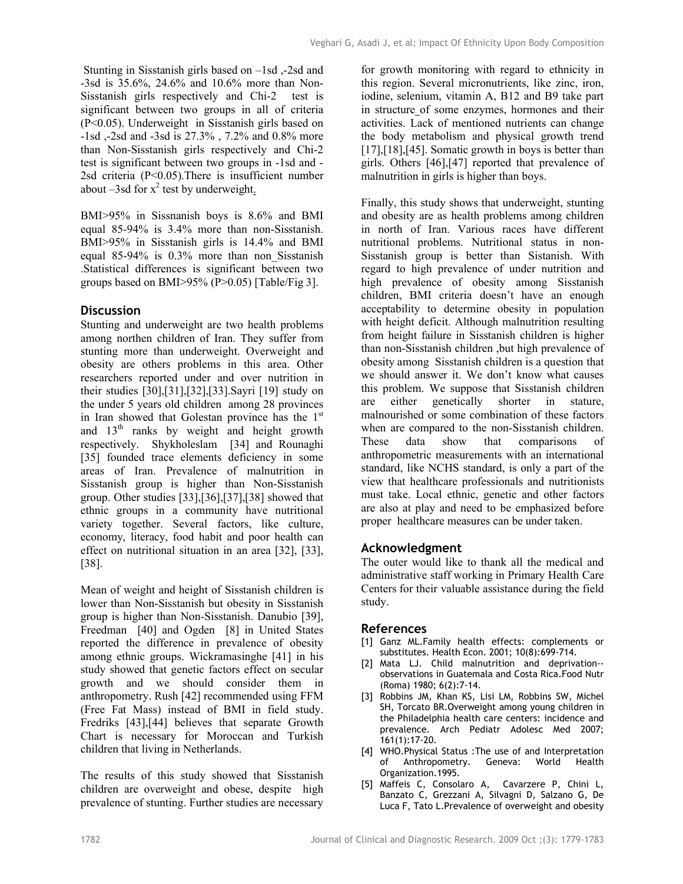Stunting in Sisstanish girls based on –1sd ,-2sd and -3sd is 35.6%, 24.6% and 10.6% more than Non-Sisstanish girls respectively and Chi-2 test is significant between two groups in all of criteria ($P<0.05$). Underweight in Sisstanish girls based on -1sd ,-2sd and -3sd is 27.3% , 7.2% and 0.8% more than Non-Sisstanish girls respectively and Chi-2 test is significant between two groups in -1sd and -2sd criteria ($P<0.05$).There is insufficient number about –3sd for $x^2$ test by underweight.

BMI>95% in Sissnanish boys is 8.6% and BMI equal 85-94% is 3.4% more than non-Sisstanish. BMI>95% in Sisstanish girls is 14.4% and BMI equal 85-94% is 0.3% more than non_Sisstanish .Statistical differences is significant between two groups based on BMI>95% ($P>0.05$) [Table/Fig 3].

## Discussion

Stunting and underweight are two health problems among northen children of Iran. They suffer from stunting more than underweight. Overweight and obesity are others problems in this area. Other researchers reported under and over nutrition in their studies [30],[31],[32],[33].Sayri [19] study on the under 5 years old children among 28 provinces in Iran showed that Golestan province has the 1st and 13th ranks by weight and height growth respectively. Shykholeslam [34] and Rounaghi [35] founded trace elements deficiency in some areas of Iran. Prevalence of malnutrition in Sisstanish group is higher than Non-Sisstanish group. Other studies [33],[36],[37],[38] showed that ethnic groups in a community have nutritional variety together. Several factors, like culture, economy, literacy, food habit and poor health can effect on nutritional situation in an area [32], [33], [38].

Mean of weight and height of Sisstanish children is lower than Non-Sisstanish but obesity in Sisstanish group is higher than Non-Sisstanish. Danubio [39], Freedman [40] and Ogden [8] in United States reported the difference in prevalence of obesity among ethnic groups. Wickramasinghe [41] in his study showed that genetic factors effect on secular growth and we should consider them in anthropometry. Rush [42] recommended using FFM (Free Fat Mass) instead of BMI in field study. Fredriks [43],[44] believes that separate Growth Chart is necessary for Moroccan and Turkish children that living in Netherlands.

The results of this study showed that Sisstanish children are overweight and obese, despite high prevalence of stunting. Further studies are necessary for growth monitoring with regard to ethnicity in this region. Several micronutrients, like zinc, iron, iodine, selenium, vitamin A, B12 and B9 take part in structure_of some enzymes, hormones and their activities. Lack of mentioned nutrients can change the body metabolism and physical growth trend [17],[18],[45]. Somatic growth in boys is better than girls. Others [46],[47] reported that prevalence of malnutrition in girls is higher than boys.

Finally, this study shows that underweight, stunting and obesity are as health problems among children in north of Iran. Various races have different nutritional problems. Nutritional status in non-Sisstanish group is better than Sistanish. With regard to high prevalence of under nutrition and high prevalence of obesity among Sisstanish children, BMI criteria doesn't have an enough acceptability to determine obesity in population with height deficit. Although malnutrition resulting from height failure in Sisstanish children is higher than non-Sisstanish children ,but high prevalence of obesity among Sisstanish children is a question that we should answer it. We don't know what causes this problem. We suppose that Sisstanish children are either genetically shorter in stature, malnourished or some combination of these factors when are compared to the non-Sisstanish children. These data show that comparisons of anthropometric measurements with an international standard, like NCHS standard, is only a part of the view that healthcare professionals and nutritionists must take. Local ethnic, genetic and other factors are also at play and need to be emphasized before proper healthcare measures can be under taken.

## Acknowledgment

The outer would like to thank all the medical and administrative staff working in Primary Health Care Centers for their valuable assistance during the field study.

## References

[1] Ganz ML.Family health effects: complements or substitutes. Health Econ. 2001; 10(8):699-714.

[2] Mata LJ. Child malnutrition and deprivation--observations in Guatemala and Costa Rica.Food Nutr (Roma) 1980; 6(2):7-14.

[3] Robbins JM, Khan KS, Lisi LM, Robbins SW, Michel SH, Torcato BR.Overweight among young children in the Philadelphia health care centers: incidence and prevalence. Arch Pediatr Adolesc Med 2007; 161(1):17-20.

[4] WHO.Physical Status :The use of and Interpretation of Anthropometry. Geneva: World Health Organization.1995.

[5] Maffeis C, Consolaro A, Cavarzere P, Chini L, Banzato C, Grezzani A, Silvagni D, Salzano G, De Luca F, Tato L.Prevalence of overweight and obesity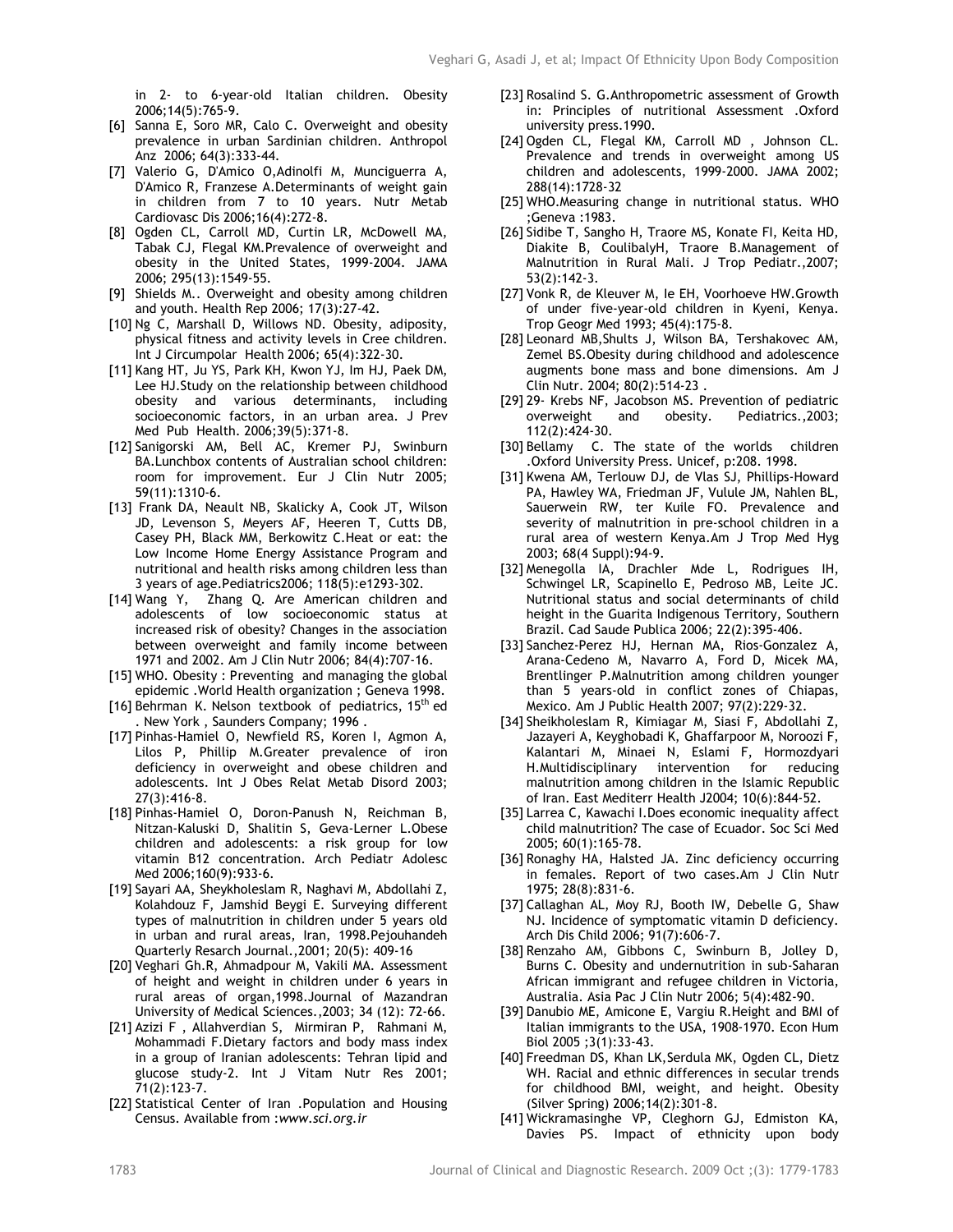in 2- to 6-year-old Italian children. Obesity 2006;14(5):765-9.

[6] Sanna E, Soro MR, Calo C. Overweight and obesity prevalence in urban Sardinian children. Anthropol Anz 2006; 64(3):333-44.

[7] Valerio G, D'Amico O,Adinolfi M, Munciguerra A, D'Amico R, Franzese A.Determinants of weight gain in children from 7 to 10 years. Nutr Metab Cardiovasc Dis 2006;16(4):272-8.

[8] Ogden CL, Carroll MD, Curtin LR, McDowell MA, Tabak CJ, Flegal KM.Prevalence of overweight and obesity in the United States, 1999-2004. JAMA 2006; 295(13):1549-55.

[9] Shields M.. Overweight and obesity among children and youth. Health Rep 2006; 17(3):27-42.

[10] Ng C, Marshall D, Willows ND. Obesity, adiposity, physical fitness and activity levels in Cree children. Int J Circumpolar Health 2006; 65(4):322-30.

[11] Kang HT, Ju YS, Park KH, Kwon YJ, Im HJ, Paek DM, Lee HJ.Study on the relationship between childhood obesity and various determinants, including socioeconomic factors, in an urban area. J Prev Med Pub Health. 2006;39(5):371-8.

[12] Sanigorski AM, Bell AC, Kremer PJ, Swinburn BA.Lunchbox contents of Australian school children: room for improvement. Eur J Clin Nutr 2005; 59(11):1310-6.

[13] Frank DA, Neault NB, Skalicky A, Cook JT, Wilson JD, Levenson S, Meyers AF, Heeren T, Cutts DB, Casey PH, Black MM, Berkowitz C.Heat or eat: the Low Income Home Energy Assistance Program and nutritional and health risks among children less than 3 years of age.Pediatrics2006; 118(5):e1293-302.

[14] Wang Y, Zhang Q. Are American children and adolescents of low socioeconomic status at increased risk of obesity? Changes in the association between overweight and family income between 1971 and 2002. Am J Clin Nutr 2006; 84(4):707-16.

[15] WHO. Obesity : Preventing and managing the global epidemic .World Health organization ; Geneva 1998.

[16] Behrman K. Nelson textbook of pediatrics, 15th ed . New York , Saunders Company; 1996 .

[17] Pinhas-Hamiel O, Newfield RS, Koren I, Agmon A, Lilos P, Phillip M.Greater prevalence of iron deficiency in overweight and obese children and adolescents. Int J Obes Relat Metab Disord 2003; 27(3):416-8.

[18] Pinhas-Hamiel O, Doron-Panush N, Reichman B, Nitzan-Kaluski D, Shalitin S, Geva-Lerner L.Obese children and adolescents: a risk group for low vitamin B12 concentration. Arch Pediatr Adolesc Med 2006;160(9):933-6.

[19] Sayari AA, Sheykholeslam R, Naghavi M, Abdollahi Z, Kolahdouz F, Jamshid Beygi E. Surveying different types of malnutrition in children under 5 years old in urban and rural areas, Iran, 1998.Pejouhandeh Quarterly Resarch Journal.,2001; 20(5): 409-16

[20] Veghari Gh.R, Ahmadpour M, Vakili MA. Assessment of height and weight in children under 6 years in rural areas of organ,1998.Journal of Mazandran University of Medical Sciences.,2003; 34 (12): 72-66.

[21] Azizi F , Allahverdian S, Mirmiran P, Rahmani M, Mohammadi F.Dietary factors and body mass index in a group of Iranian adolescents: Tehran lipid and glucose study-2. Int J Vitam Nutr Res 2001; 71(2):123-7.

[22] Statistical Center of Iran .Population and Housing Census. Available from :*www.sci.org.ir*

[23] Rosalind S. G.Anthropometric assessment of Growth in: Principles of nutritional Assessment .Oxford university press.1990.

[24] Ogden CL, Flegal KM, Carroll MD , Johnson CL. Prevalence and trends in overweight among US children and adolescents, 1999-2000. JAMA 2002; 288(14):1728-32

[25] WHO.Measuring change in nutritional status. WHO ;Geneva :1983.

[26] Sidibe T, Sangho H, Traore MS, Konate FI, Keita HD, Diakite B, CoulibalyH, Traore B.Management of Malnutrition in Rural Mali. J Trop Pediatr.,2007; 53(2):142-3.

[27] Vonk R, de Kleuver M, Ie EH, Voorhoeve HW.Growth of under five-year-old children in Kyeni, Kenya. Trop Geogr Med 1993; 45(4):175-8.

[28] Leonard MB,Shults J, Wilson BA, Tershakovec AM, Zemel BS.Obesity during childhood and adolescence augments bone mass and bone dimensions. Am J Clin Nutr. 2004; 80(2):514-23 .

[29] 29- Krebs NF, Jacobson MS. Prevention of pediatric overweight and obesity. Pediatrics.,2003; 112(2):424-30.

[30] Bellamy C. The state of the worlds children .Oxford University Press. Unicef, p:208. 1998.

[31] Kwena AM, Terlouw DJ, de Vlas SJ, Phillips-Howard PA, Hawley WA, Friedman JF, Vulule JM, Nahlen BL, Sauerwein RW, ter Kuile FO. Prevalence and severity of malnutrition in pre-school children in a rural area of western Kenya.Am J Trop Med Hyg 2003; 68(4 Suppl):94-9.

[32] Menegolla IA, Drachler Mde L, Rodrigues IH, Schwingel LR, Scapinello E, Pedroso MB, Leite JC. Nutritional status and social determinants of child height in the Guarita Indigenous Territory, Southern Brazil. Cad Saude Publica 2006; 22(2):395-406.

[33] Sanchez-Perez HJ, Hernan MA, Rios-Gonzalez A, Arana-Cedeno M, Navarro A, Ford D, Micek MA, Brentlinger P.Malnutrition among children younger than 5 years-old in conflict zones of Chiapas, Mexico. Am J Public Health 2007; 97(2):229-32.

[34] Sheikholeslam R, Kimiagar M, Siasi F, Abdollahi Z, Jazayeri A, Keyghobadi K, Ghaffarpoor M, Noroozi F, Kalantari M, Minaei N, Eslami F, Hormozdyari H.Multidisciplinary intervention for reducing malnutrition among children in the Islamic Republic of Iran. East Mediterr Health J2004; 10(6):844-52.

[35] Larrea C, Kawachi I.Does economic inequality affect child malnutrition? The case of Ecuador. Soc Sci Med 2005; 60(1):165-78.

[36] Ronaghy HA, Halsted JA. Zinc deficiency occurring in females. Report of two cases.Am J Clin Nutr 1975; 28(8):831-6.

[37] Callaghan AL, Moy RJ, Booth IW, Debelle G, Shaw NJ. Incidence of symptomatic vitamin D deficiency. Arch Dis Child 2006; 91(7):606-7.

[38] Renzaho AM, Gibbons C, Swinburn B, Jolley D, Burns C. Obesity and undernutrition in sub-Saharan African immigrant and refugee children in Victoria, Australia. Asia Pac J Clin Nutr 2006; 5(4):482-90.

[39] Danubio ME, Amicone E, Vargiu R.Height and BMI of Italian immigrants to the USA, 1908-1970. Econ Hum Biol 2005 ;3(1):33-43.

[40] Freedman DS, Khan LK,Serdula MK, Ogden CL, Dietz WH. Racial and ethnic differences in secular trends for childhood BMI, weight, and height. Obesity (Silver Spring) 2006;14(2):301-8.

[41] Wickramasinghe VP, Cleghorn GJ, Edmiston KA, Davies PS. Impact of ethnicity upon body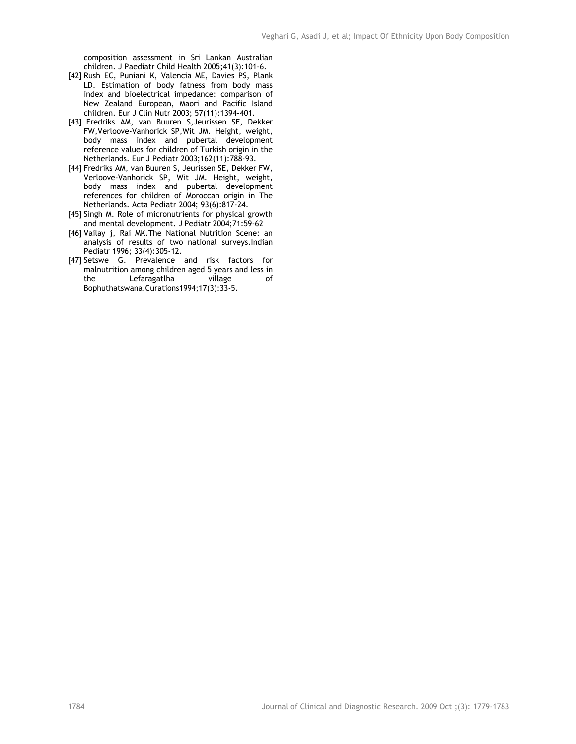composition assessment in Sri Lankan Australian children. J Paediatr Child Health 2005;41(3):101-6.

[42] Rush EC, Puniani K, Valencia ME, Davies PS, Plank LD. Estimation of body fatness from body mass index and bioelectrical impedance: comparison of New Zealand European, Maori and Pacific Island children. Eur J Clin Nutr 2003; 57(11):1394-401.

[43] Fredriks AM, van Buuren S,Jeurissen SE, Dekker FW,Verloove-Vanhorick SP,Wit JM. Height, weight, body mass index and pubertal development reference values for children of Turkish origin in the Netherlands. Eur J Pediatr 2003;162(11):788-93.

[44] Fredriks AM, van Buuren S, Jeurissen SE, Dekker FW, Verloove-Vanhorick SP, Wit JM. Height, weight, body mass index and pubertal development references for children of Moroccan origin in The Netherlands. Acta Pediatr 2004; 93(6):817-24.

[45] Singh M. Role of micronutrients for physical growth and mental development. J Pediatr 2004;71:59-62

[46] Vailay j, Rai MK.The National Nutrition Scene: an analysis of results of two national surveys.Indian Pediatr 1996; 33(4):305-12.

[47] Setswe G. Prevalence and risk factors for malnutrition among children aged 5 years and less in the Lefaragatlha village of Bophuthatswana.Curations1994;17(3):33-5.